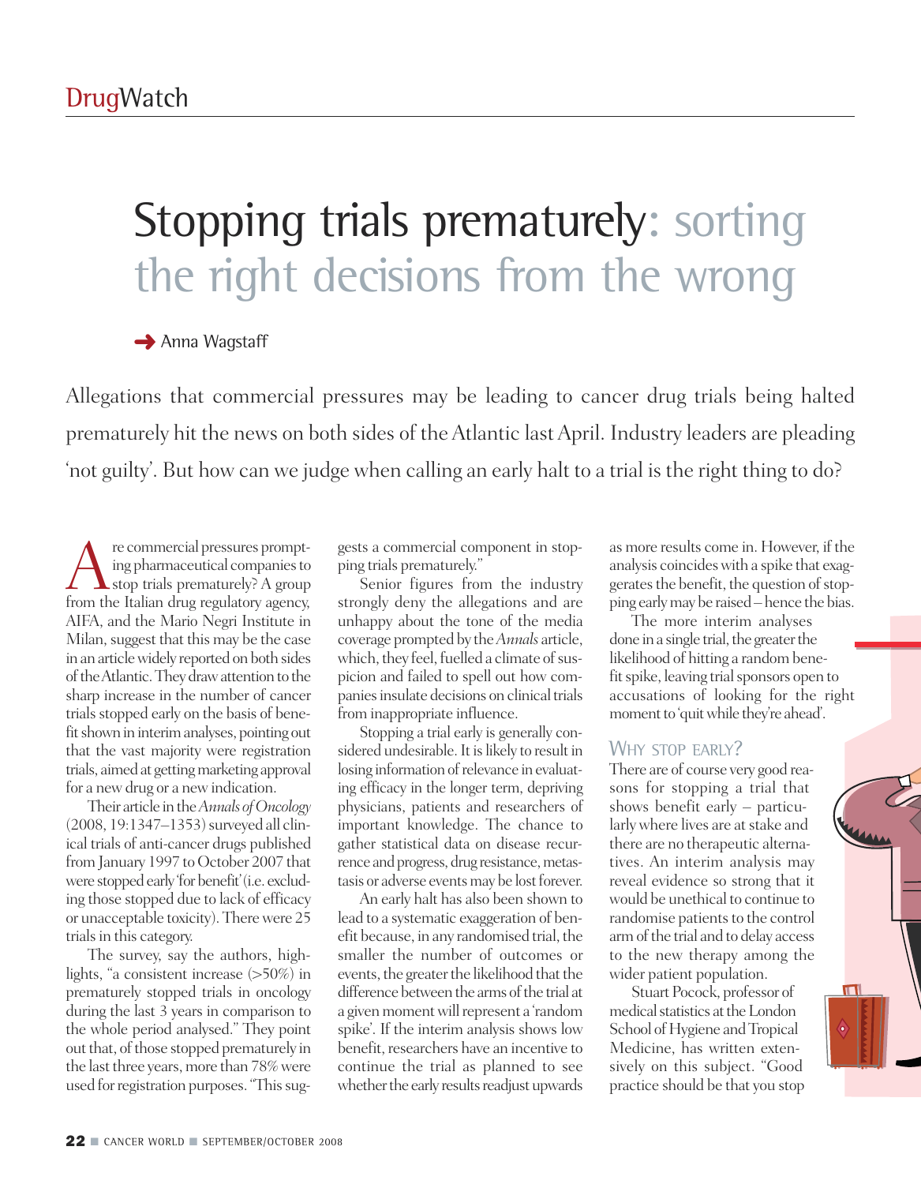# Stopping trials prematurely: sorting the right decisions from the wrong

Anna Wagstaff

Allegations that commercial pressures may be leading to cancer drug trials being halted prematurely hit the news on both sides of the Atlantic last April. Industry leaders are pleading 'not guilty'. But how can we judge when calling an early halt to a trial is the right thing to do?

Are commercial pressures prompting pharmaceutical companies to stop trials prematurely? A group from the Italian drug regulatory agency, AIFA, and the Mario Negri Institute in Milan, suggest that this may be the case in an article widely reported on both sides of the Atlantic. They draw attention to the sharp increase in the number of cancer trials stopped early on the basis of benefit shown in interim analyses, pointing out that the vast majority were registration trials, aimed at getting marketing approval for a new drug or a new indication.

Their article in the *Annals of Oncology* (2008, 19:1347–1353) surveyed all clinical trials of anti-cancer drugs published from January 1997 to October 2007 that were stopped early 'for benefit' (i.e. excluding those stopped due to lack of efficacy or unacceptable toxicity). There were 25 trials in this category.

The survey, say the authors, highlights, "a consistent increase (>50%) in prematurely stopped trials in oncology during the last 3 years in comparison to the whole period analysed." They point out that, of those stopped prematurely in the last three years, more than 78% were used for registration purposes. "This suggests a commercial component in stopping trials prematurely."

Senior figures from the industry strongly deny the allegations and are unhappy about the tone of the media coverage prompted by the *Annals* article, which, they feel, fuelled a climate of suspicion and failed to spell out how companies insulate decisions on clinical trials from inappropriate influence.

Stopping a trial early is generally considered undesirable. It is likely to result in losing information of relevance in evaluating efficacy in the longer term, depriving physicians, patients and researchers of important knowledge. The chance to gather statistical data on disease recurrence and progress, drug resistance, metastasis or adverse events may be lost forever.

An early halt has also been shown to lead to a systematic exaggeration of benefit because, in any randomised trial, the smaller the number of outcomes or events, the greater the likelihood that the difference between the arms of the trial at a given moment will represent a 'random spike'. If the interim analysis shows low benefit, researchers have an incentive to continue the trial as planned to see whether the early results readjust upwards as more results come in. However, if the analysis coincides with a spike that exaggerates the benefit, the question of stopping early may be raised – hence the bias.

The more interim analyses done in a single trial, the greater the likelihood of hitting a random benefit spike, leaving trial sponsors open to accusations of looking for the right moment to 'quit while they're ahead'.

## Why stop early?

There are of course very good reasons for stopping a trial that shows benefit early – particularly where lives are at stake and there are no therapeutic alternatives. An interim analysis may reveal evidence so strong that it would be unethical to continue to randomise patients to the control arm of the trial and to delay access to the new therapy among the wider patient population.

Stuart Pocock, professor of medical statistics at the London School of Hygiene and Tropical Medicine, has written extensively on this subject. "Good practice should be that you stop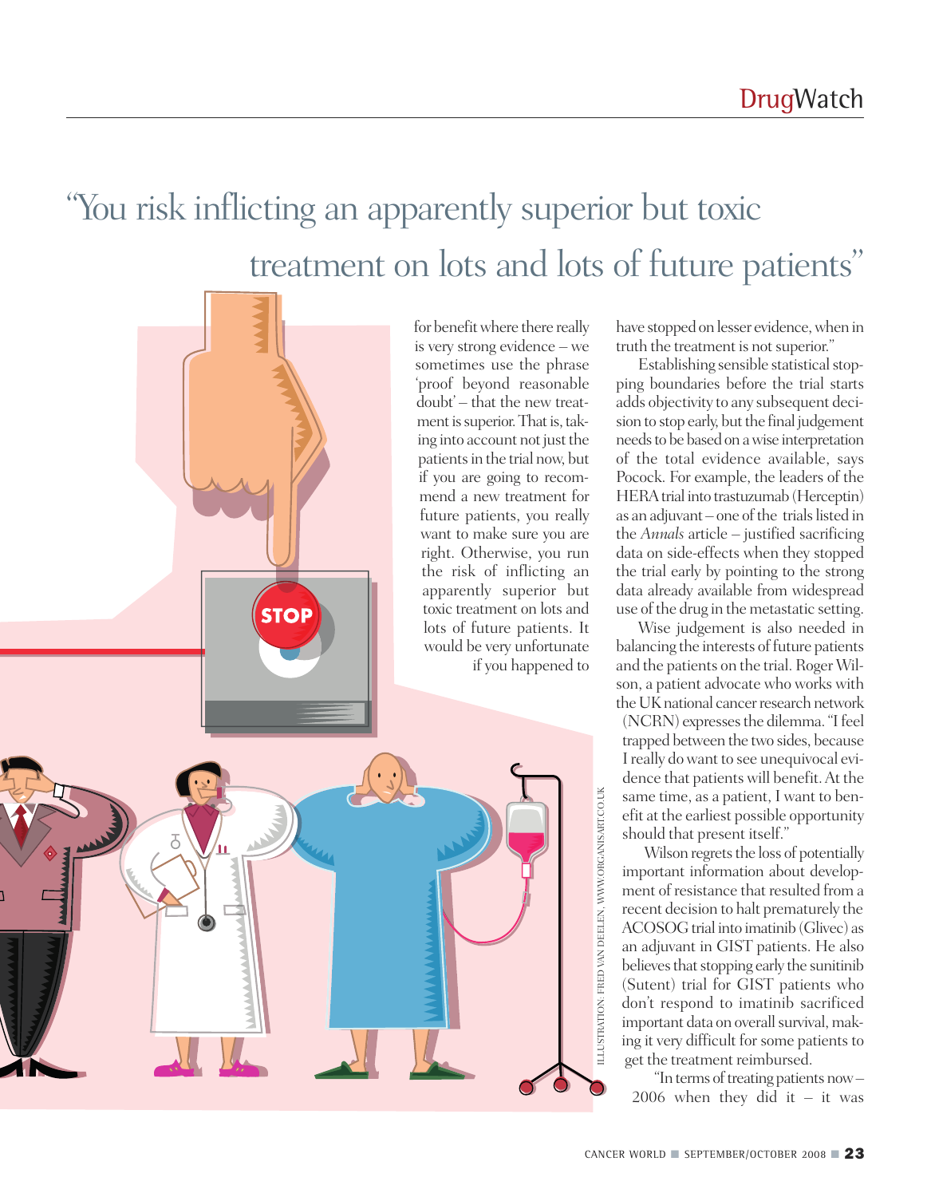> "You risk inflicting an apparently superior but toxic treatment on lots and lots of future patients"

for benefit where there really is very strong evidence – we sometimes use the phrase 'proof beyond reasonable doubt' – that the new treatment is superior. That is, taking into account not just the patients in the trial now, but if you are going to recommend a new treatment for future patients, you really want to make sure you are right. Otherwise, you run the risk of inflicting an apparently superior but toxic treatment on lots and lots of future patients. It would be very unfortunate if you happened to have stopped on lesser evidence, when in truth the treatment is not superior."

Establishing sensible statistical stopping boundaries before the trial starts adds objectivity to any subsequent decision to stop early, but the final judgement needs to be based on a wise interpretation of the total evidence available, says Pocock. For example, the leaders of the HERA trial into trastuzumab (Herceptin) as an adjuvant – one of the trials listed in the *Annals* article – justified sacrificing data on side-effects when they stopped the trial early by pointing to the strong data already available from widespread use of the drug in the metastatic setting.

Wise judgement is also needed in balancing the interests of future patients and the patients on the trial. Roger Wilson, a patient advocate who works with the UK national cancer research network (NCRN) expresses the dilemma. "I feel trapped between the two sides, because I really do want to see unequivocal evidence that patients will benefit. At the same time, as a patient, I want to benefit at the earliest possible opportunity should that present itself."

Wilson regrets the loss of potentially important information about development of resistance that resulted from a recent decision to halt prematurely the ACOSOG trial into imatinib (Glivec) as an adjuvant in GIST patients. He also believes that stopping early the sunitinib (Sutent) trial for GIST patients who don't respond to imatinib sacrificed important data on overall survival, making it very difficult for some patients to get the treatment reimbursed.

"In terms of treating patients now – 2006 when they did it – it was

ILLUSTRATION: FRED VAN DEELEN, WWW.ORGANISART.CO.UK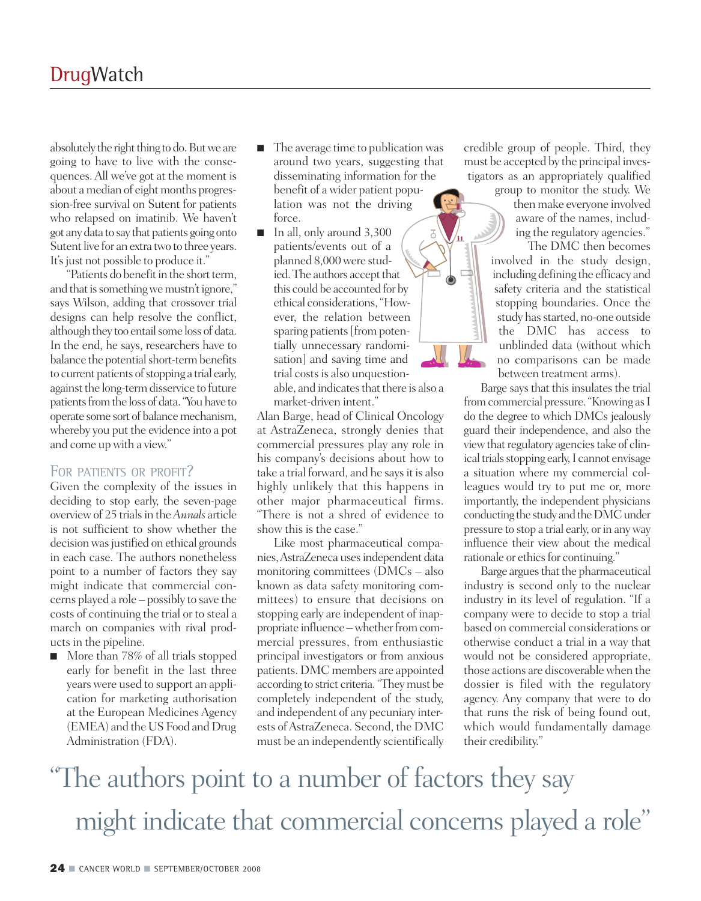absolutely the right thing to do. But we are going to have to live with the consequences. All we've got at the moment is about a median of eight months progression-free survival on Sutent for patients who relapsed on imatinib. We haven't got any data to say that patients going onto Sutent live for an extra two to three years. It's just not possible to produce it."

"Patients do benefit in the short term, and that is something we mustn't ignore," says Wilson, adding that crossover trial designs can help resolve the conflict, although they too entail some loss of data. In the end, he says, researchers have to balance the potential short-term benefits to current patients of stopping a trial early, against the long-term disservice to future patients from the loss of data. "You have to operate some sort of balance mechanism, whereby you put the evidence into a pot and come up with a view."

## For patients or profit?

Given the complexity of the issues in deciding to stop early, the seven-page overview of 25 trials in the *Annals* article is not sufficient to show whether the decision was justified on ethical grounds in each case. The authors nonetheless point to a number of factors they say might indicate that commercial concerns played a role – possibly to save the costs of continuing the trial or to steal a march on companies with rival products in the pipeline.

- More than 78% of all trials stopped early for benefit in the last three years were used to support an application for marketing authorisation at the European Medicines Agency (EMEA) and the US Food and Drug Administration (FDA).
- The average time to publication was around two years, suggesting that disseminating information for the benefit of a wider patient population was not the driving force.
- In all, only around 3,300 patients/events out of a planned 8,000 were studied. The authors accept that this could be accounted for by ethical considerations, "However, the relation between sparing patients [from potentially unnecessary randomisation] and saving time and trial costs is also unquestionable, and indicates that there is also a market-driven intent."

Alan Barge, head of Clinical Oncology at AstraZeneca, strongly denies that commercial pressures play any role in his company's decisions about how to take a trial forward, and he says it is also highly unlikely that this happens in other major pharmaceutical firms. "There is not a shred of evidence to show this is the case."

Like most pharmaceutical companies, AstraZeneca uses independent data monitoring committees (DMCs – also known as data safety monitoring committees) to ensure that decisions on stopping early are independent of inappropriate influence – whether from commercial pressures, from enthusiastic principal investigators or from anxious patients. DMC members are appointed according to strict criteria. "They must be completely independent of the study, and independent of any pecuniary interests of AstraZeneca. Second, the DMC must be an independently scientifically credible group of people. Third, they must be accepted by the principal investigators as an appropriately qualified group to monitor the study. We then make everyone involved aware of the names, including the regulatory agencies."

The DMC then becomes involved in the study design, including defining the efficacy and safety criteria and the statistical stopping boundaries. Once the study has started, no-one outside the DMC has access to unblinded data (without which no comparisons can be made between treatment arms).

Barge says that this insulates the trial from commercial pressure. "Knowing as I do the degree to which DMCs jealously guard their independence, and also the view that regulatory agencies take of clinical trials stopping early, I cannot envisage a situation where my commercial colleagues would try to put me or, more importantly, the independent physicians conducting the study and the DMC under pressure to stop a trial early, or in any way influence their view about the medical rationale or ethics for continuing."

Barge argues that the pharmaceutical industry is second only to the nuclear industry in its level of regulation. "If a company were to decide to stop a trial based on commercial considerations or otherwise conduct a trial in a way that would not be considered appropriate, those actions are discoverable when the dossier is filed with the regulatory agency. Any company that were to do that runs the risk of being found out, which would fundamentally damage their credibility."

"The authors point to a number of factors they say might indicate that commercial concerns played a role"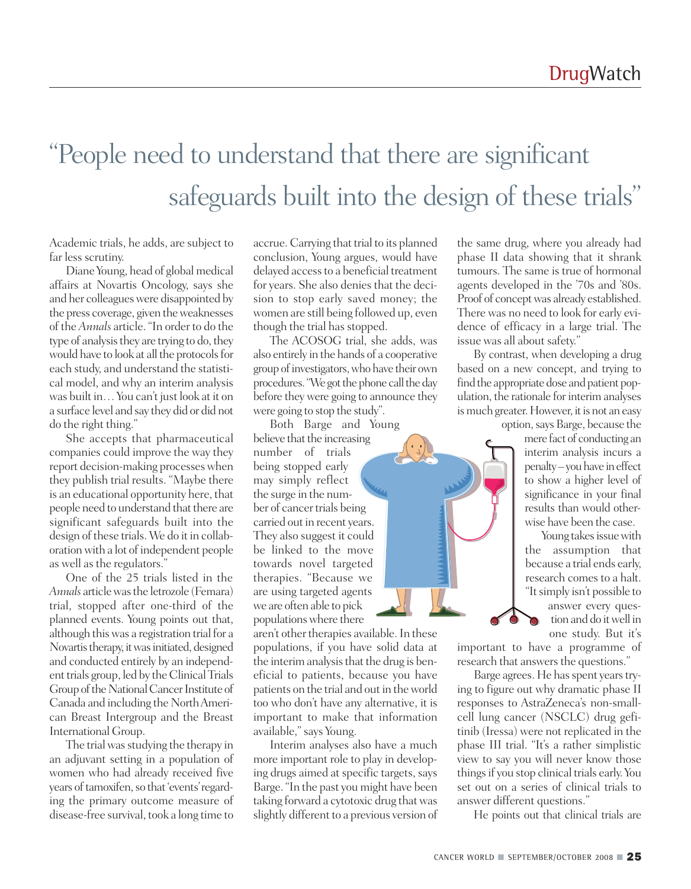# "People need to understand that there are significant safeguards built into the design of these trials"

Academic trials, he adds, are subject to far less scrutiny.

Diane Young, head of global medical affairs at Novartis Oncology, says she and her colleagues were disappointed by the press coverage, given the weaknesses of the *Annals* article. "In order to do the type of analysis they are trying to do, they would have to look at all the protocols for each study, and understand the statistical model, and why an interim analysis was built in… You can't just look at it on a surface level and say they did or did not do the right thing."

She accepts that pharmaceutical companies could improve the way they report decision-making processes when they publish trial results. "Maybe there is an educational opportunity here, that people need to understand that there are significant safeguards built into the design of these trials. We do it in collaboration with a lot of independent people as well as the regulators."

One of the 25 trials listed in the *Annals* article was the letrozole (Femara) trial, stopped after one-third of the planned events. Young points out that, although this was a registration trial for a Novartis therapy, it was initiated, designed and conducted entirely by an independent trials group, led by the Clinical Trials Group of the National Cancer Institute of Canada and including the North American Breast Intergroup and the Breast International Group.

The trial was studying the therapy in an adjuvant setting in a population of women who had already received five years of tamoxifen, so that 'events' regarding the primary outcome measure of disease-free survival, took a long time to accrue. Carrying that trial to its planned conclusion, Young argues, would have delayed access to a beneficial treatment for years. She also denies that the decision to stop early saved money; the women are still being followed up, even though the trial has stopped.

The ACOSOG trial, she adds, was also entirely in the hands of a cooperative group of investigators, who have their own procedures. "We got the phone call the day before they were going to announce they were going to stop the study".

Both Barge and Young believe that the increasing number of trials being stopped early may simply reflect the surge in the number of cancer trials being carried out in recent years. They also suggest it could be linked to the move towards novel targeted therapies. "Because we are using targeted agents we are often able to pick populations where there aren't other therapies available. In these populations, if you have solid data at the interim analysis that the drug is beneficial to patients, because you have patients on the trial and out in the world too who don't have any alternative, it is important to make that information available," says Young.

Interim analyses also have a much more important role to play in developing drugs aimed at specific targets, says Barge. "In the past you might have been taking forward a cytotoxic drug that was slightly different to a previous version of the same drug, where you already had phase II data showing that it shrank tumours. The same is true of hormonal agents developed in the '70s and '80s. Proof of concept was already established. There was no need to look for early evidence of efficacy in a large trial. The issue was all about safety."

By contrast, when developing a drug based on a new concept, and trying to find the appropriate dose and patient population, the rationale for interim analyses is much greater. However, it is not an easy option, says Barge, because the mere fact of conducting an interim analysis incurs a penalty – you have in effect to show a higher level of significance in your final results than would otherwise have been the case.

Young takes issue with the assumption that because a trial ends early, research comes to a halt. "It simply isn't possible to answer every question and do it well in one study. But it's important to have a programme of research that answers the questions."

Barge agrees. He has spent years trying to figure out why dramatic phase II responses to AstraZeneca's non-small-cell lung cancer (NSCLC) drug gefitinib (Iressa) were not replicated in the phase III trial. "It's a rather simplistic view to say you will never know those things if you stop clinical trials early. You set out on a series of clinical trials to answer different questions."

He points out that clinical trials are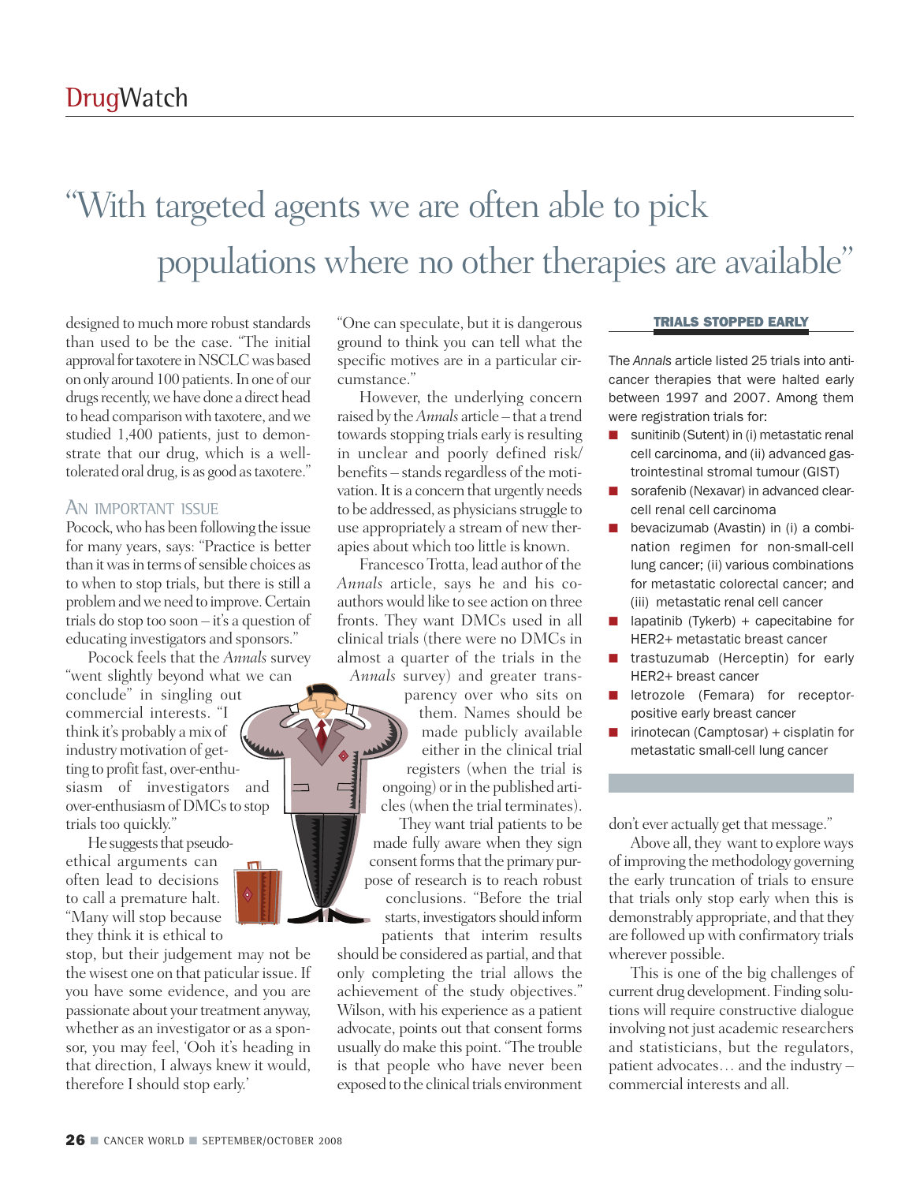# “With targeted agents we are often able to pick populations where no other therapies are available”

designed to much more robust standards than used to be the case. “The initial approval for taxotere in NSCLC was based on only around 100 patients. In one of our drugs recently, we have done a direct head to head comparison with taxotere, and we studied 1,400 patients, just to demonstrate that our drug, which is a well-tolerated oral drug, is as good as taxotere.”

## AN IMPORTANT ISSUE

Pocock, who has been following the issue for many years, says: “Practice is better than it was in terms of sensible choices as to when to stop trials, but there is still a problem and we need to improve. Certain trials do stop too soon – it’s a question of educating investigators and sponsors.”

Pocock feels that the *Annals* survey “went slightly beyond what we can conclude” in singling out commercial interests. “I think it’s probably a mix of industry motivation of getting to profit fast, over-enthusiasm of investigators and over-enthusiasm of DMCs to stop trials too quickly.”

He suggests that pseudo-ethical arguments can often lead to decisions to call a premature halt. “Many will stop because they think it is ethical to stop, but their judgement may not be the wisest one on that paticular issue. If you have some evidence, and you are passionate about your treatment anyway, whether as an investigator or as a sponsor, you may feel, ‘Ooh it’s heading in that direction, I always knew it would, therefore I should stop early.’

“One can speculate, but it is dangerous ground to think you can tell what the specific motives are in a particular circumstance.”

However, the underlying concern raised by the *Annals* article – that a trend towards stopping trials early is resulting in unclear and poorly defined risk/benefits – stands regardless of the motivation. It is a concern that urgently needs to be addressed, as physicians struggle to use appropriately a stream of new therapies about which too little is known.

Francesco Trotta, lead author of the *Annals* article, says he and his co-authors would like to see action on three fronts. They want DMCs used in all clinical trials (there were no DMCs in almost a quarter of the trials in the *Annals* survey) and greater transparency over who sits on them. Names should be made publicly available either in the clinical trial registers (when the trial is ongoing) or in the published articles (when the trial terminates).

They want trial patients to be made fully aware when they sign consent forms that the primary purpose of research is to reach robust conclusions. “Before the trial starts, investigators should inform patients that interim results should be considered as partial, and that only completing the trial allows the achievement of the study objectives.” Wilson, with his experience as a patient advocate, points out that consent forms usually do make this point. “The trouble is that people who have never been exposed to the clinical trials environment don’t ever actually get that message.”

Above all, they want to explore ways of improving the methodology governing the early truncation of trials to ensure that trials only stop early when this is demonstrably appropriate, and that they are followed up with confirmatory trials wherever possible.

This is one of the big challenges of current drug development. Finding solutions will require constructive dialogue involving not just academic researchers and statisticians, but the regulators, patient advocates… and the industry – commercial interests and all.

---

**TRIALS STOPPED EARLY**

The *Annals* article listed 25 trials into anti-cancer therapies that were halted early between 1997 and 2007. Among them were registration trials for:

- sunitinib (Sutent) in (i) metastatic renal cell carcinoma, and (ii) advanced gastrointestinal stromal tumour (GIST)
- sorafenib (Nexavar) in advanced clear-cell renal cell carcinoma
- bevacizumab (Avastin) in (i) a combination regimen for non-small-cell lung cancer; (ii) various combinations for metastatic colorectal cancer; and (iii) metastatic renal cell cancer
- lapatinib (Tykerb) + capecitabine for HER2+ metastatic breast cancer
- trastuzumab (Herceptin) for early HER2+ breast cancer
- letrozole (Femara) for receptor-positive early breast cancer
- irinotecan (Camptosar) + cisplatin for metastatic small-cell lung cancer